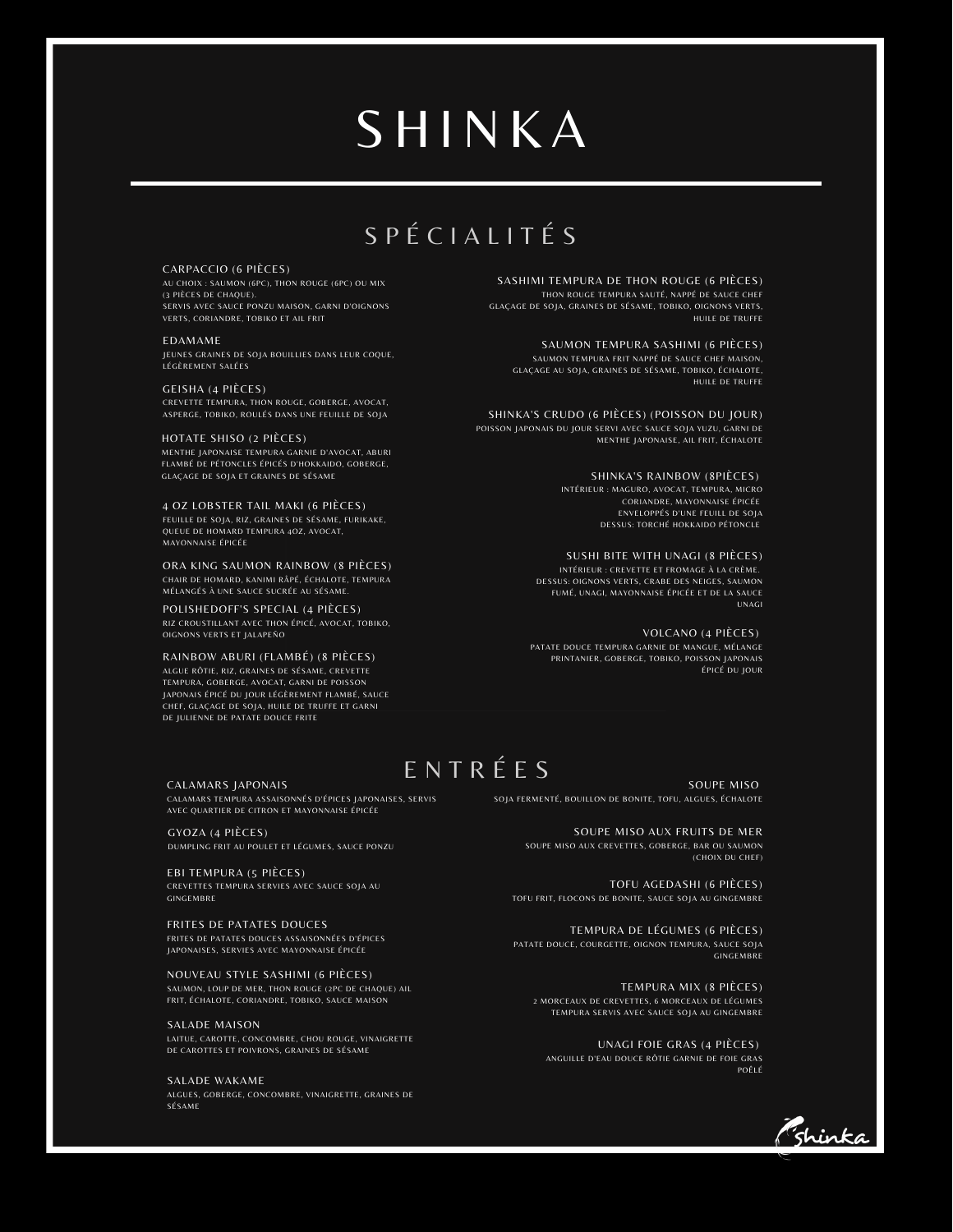# SHINKA

## SPÉCIALITÉS

### CARPACCIO (6 PIÈCES)
AU CHOIX : SAUMON (6PC), THON ROUGE (6PC) OU MIX (3 PIÈCES DE CHAQUE).
SERVIS AVEC SAUCE PONZU MAISON, GARNI D'OIGNONS VERTS, CORIANDRE, TOBIKO ET AIL FRIT

### EDAMAME
JEUNES GRAINES DE SOJA BOUILLIES DANS LEUR COQUE, LÉGÈREMENT SALÉES

### GEISHA (4 PIÈCES)
CREVETTE TEMPURA, THON ROUGE, GOBERGE, AVOCAT, ASPERGE, TOBIKO, ROULÉS DANS UNE FEUILLE DE SOJA

### HOTATE SHISO (2 PIÈCES)
MENTHE JAPONAISE TEMPURA GARNIE D'AVOCAT, ABURI FLAMBÉ DE PÉTONCLES ÉPICÉS D'HOKKAIDO, GOBERGE, GLAÇAGE DE SOJA ET GRAINES DE SÉSAME

### 4 OZ LOBSTER TAIL MAKI (6 PIÈCES)
FEUILLE DE SOJA, RIZ, GRAINES DE SÉSAME, FURIKAKE, QUEUE DE HOMARD TEMPURA 4OZ, AVOCAT, MAYONNAISE ÉPICÉE

### ORA KING SAUMON RAINBOW (8 PIÈCES)
CHAIR DE HOMARD, KANIMI RÂPÉ, ÉCHALOTE, TEMPURA MÉLANGÉS À UNE SAUCE SUCRÉE AU SÉSAME.

### POLISHEDOFF'S SPECIAL (4 PIÈCES)
RIZ CROUSTILLANT AVEC THON ÉPICÉ, AVOCAT, TOBIKO, OIGNONS VERTS ET JALAPEÑO

### RAINBOW ABURI (FLAMBÉ) (8 PIÈCES)
ALGUE RÔTIE, RIZ, GRAINES DE SÉSAME, CREVETTE TEMPURA, GOBERGE, AVOCAT, GARNI DE POISSON JAPONAIS ÉPICÉ DU JOUR LÉGÈREMENT FLAMBÉ, SAUCE CHEF, GLAÇAGE DE SOJA, HUILE DE TRUFFE ET GARNI DE JULIENNE DE PATATE DOUCE FRITE

### SASHIMI TEMPURA DE THON ROUGE (6 PIÈCES)
THON ROUGE TEMPURA SAUTÉ, NAPPÉ DE SAUCE CHEF GLAÇAGE DE SOJA, GRAINES DE SÉSAME, TOBIKO, OIGNONS VERTS, HUILE DE TRUFFE

### SAUMON TEMPURA SASHIMI (6 PIÈCES)
SAUMON TEMPURA FRIT NAPPÉ DE SAUCE CHEF MAISON, GLAÇAGE AU SOJA, GRAINES DE SÉSAME, TOBIKO, ÉCHALOTE, HUILE DE TRUFFE

### SHINKA'S CRUDO (6 PIÈCES) (POISSON DU JOUR)
POISSON JAPONAIS DU JOUR SERVI AVEC SAUCE SOJA YUZU, GARNI DE MENTHE JAPONAISE, AIL FRIT, ÉCHALOTE

### SHINKA'S RAINBOW (8PIÈCES)
INTÉRIEUR : MAGURO, AVOCAT, TEMPURA, MICRO CORIANDRE, MAYONNAISE ÉPICÉE ENVELOPPÉS D'UNE FEUILL DE SOJA
DESSUS: TORCHÉ HOKKAIDO PÉTONCLE

### SUSHI BITE WITH UNAGI (8 PIÈCES)
INTÉRIEUR : CREVETTE ET FROMAGE À LA CRÈME.
DESSUS: OIGNONS VERTS, CRABE DES NEIGES, SAUMON FUMÉ, UNAGI, MAYONNAISE ÉPICÉE ET DE LA SAUCE UNAGI

### VOLCANO (4 PIÈCES)
PATATE DOUCE TEMPURA GARNIE DE MANGUE, MÉLANGE PRINTANIER, GOBERGE, TOBIKO, POISSON JAPONAIS ÉPICÉ DU JOUR

## ENTRÉES

### CALAMARS JAPONAIS
CALAMARS TEMPURA ASSAISONNÉS D'ÉPICES JAPONAISES, SERVIS AVEC QUARTIER DE CITRON ET MAYONNAISE ÉPICÉE

### GYOZA (4 PIÈCES)
DUMPLING FRIT AU POULET ET LÉGUMES, SAUCE PONZU

### EBI TEMPURA (5 PIÈCES)
CREVETTES TEMPURA SERVIES AVEC SAUCE SOJA AU GINGEMBRE

### FRITES DE PATATES DOUCES
FRITES DE PATATES DOUCES ASSAISONNÉES D'ÉPICES JAPONAISES, SERVIES AVEC MAYONNAISE ÉPICÉE

### NOUVEAU STYLE SASHIMI (6 PIÈCES)
SAUMON, LOUP DE MER, THON ROUGE (2PC DE CHAQUE) AIL FRIT, ÉCHALOTE, CORIANDRE, TOBIKO, SAUCE MAISON

### SALADE MAISON
LAITUE, CAROTTE, CONCOMBRE, CHOU ROUGE, VINAIGRETTE DE CAROTTES ET POIVRONS, GRAINES DE SÉSAME

### SALADE WAKAME
ALGUES, GOBERGE, CONCOMBRE, VINAIGRETTE, GRAINES DE SÉSAME

### SOUPE MISO
SOJA FERMENTÉ, BOUILLON DE BONITE, TOFU, ALGUES, ÉCHALOTE

### SOUPE MISO AUX FRUITS DE MER
SOUPE MISO AUX CREVETTES, GOBERGE, BAR OU SAUMON (CHOIX DU CHEF)

### TOFU AGEDASHI (6 PIÈCES)
TOFU FRIT, FLOCONS DE BONITE, SAUCE SOJA AU GINGEMBRE

### TEMPURA DE LÉGUMES (6 PIÈCES)
PATATE DOUCE, COURGETTE, OIGNON TEMPURA, SAUCE SOJA GINGEMBRE

### TEMPURA MIX (8 PIÈCES)
2 MORCEAUX DE CREVETTES, 6 MORCEAUX DE LÉGUMES TEMPURA SERVIS AVEC SAUCE SOJA AU GINGEMBRE

### UNAGI FOIE GRAS (4 PIÈCES)
ANGUILLE D'EAU DOUCE RÔTIE GARNIE DE FOIE GRAS POÊLÉ

Shinka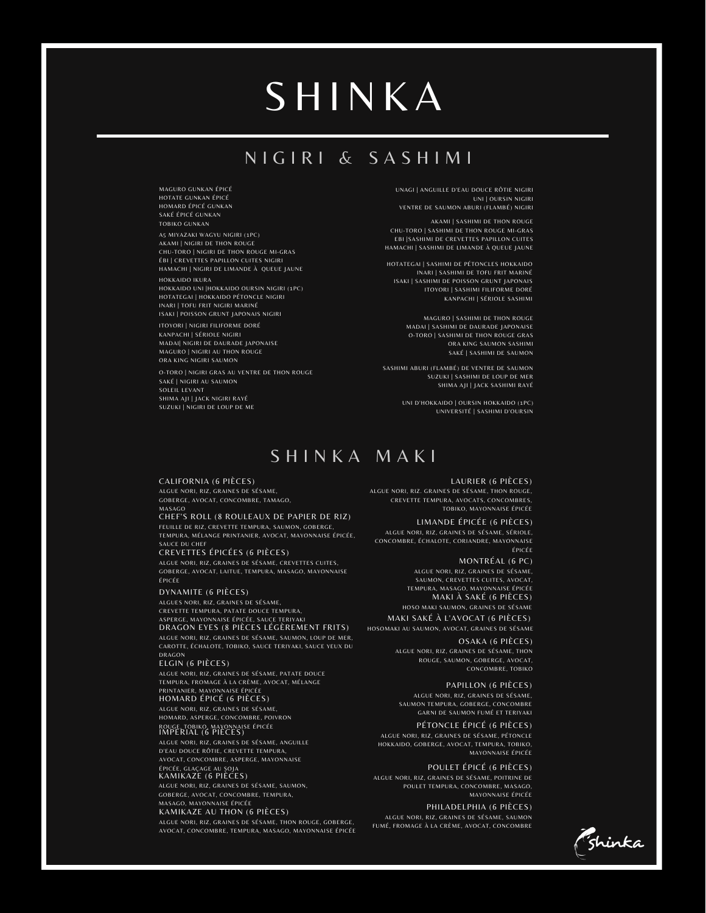# SHINKA

## NIGIRI & SASHIMI

MAGURO GUNKAN ÉPICÉ
HOTATE GUNKAN ÉPICÉ
HOMARD ÉPICÉ GUNKAN
SAKÉ ÉPICÉ GUNKAN
TOBIKO GUNKAN

A5 MIYAZAKI WAGYU NIGIRI (1PC)
AKAMI | NIGIRI DE THON ROUGE
CHU-TORO | NIGIRI DE THON ROUGE MI-GRAS
ÉBI | CREVETTES PAPILLON CUITES NIGIRI
HAMACHI | NIGIRI DE LIMANDE À QUEUE JAUNE

HOKKAIDO IKURA
HOKKAIDO UNI |HOKKAIDO OURSIN NIGIRI (1PC)
HOTATEGAI | HOKKAIDO PÉTONCLE NIGIRI
INARI | TOFU FRIT NIGIRI MARINÉ
ISAKI | POISSON GRUNT JAPONAIS NIGIRI

ITOYORI | NIGIRI FILIFORME DORÉ
KANPACHI | SÉRIOLE NIGIRI
MADAI| NIGIRI DE DAURADE JAPONAISE
MAGURO | NIGIRI AU THON ROUGE
ORA KING NIGIRI SAUMON

O-TORO | NIGIRI GRAS AU VENTRE DE THON ROUGE
SAKÉ | NIGIRI AU SAUMON
SOLEIL LEVANT
SHIMA AJI | JACK NIGIRI RAYÉ
SUZUKI | NIGIRI DE LOUP DE ME

UNAGI | ANGUILLE D'EAU DOUCE RÔTIE NIGIRI
UNI | OURSIN NIGIRI
VENTRE DE SAUMON ABURI (FLAMBÉ) NIGIRI

AKAMI | SASHIMI DE THON ROUGE
CHU-TORO | SASHIMI DE THON ROUGE MI-GRAS
EBI |SASHIMI DE CREVETTES PAPILLON CUITES
HAMACHI | SASHIMI DE LIMANDE À QUEUE JAUNE

HOTATEGAI | SASHIMI DE PÉTONCLES HOKKAIDO
INARI | SASHIMI DE TOFU FRIT MARINÉ
ISAKI | SASHIMI DE POISSON GRUNT JAPONAIS
ITOYORI | SASHIMI FILIFORME DORÉ
KANPACHI | SÉRIOLE SASHIMI

MAGURO | SASHIMI DE THON ROUGE
MADAI | SASHIMI DE DAURADE JAPONAISE
O-TORO | SASHIMI DE THON ROUGE GRAS
ORA KING SAUMON SASHIMI
SAKÉ | SASHIMI DE SAUMON

SASHIMI ABURI (FLAMBÉ) DE VENTRE DE SAUMON
SUZUKI | SASHIMI DE LOUP DE MER
SHIMA AJI | JACK SASHIMI RAYÉ

UNI D'HOKKAIDO | OURSIN HOKKAIDO (1PC)
UNIVERSITÉ | SASHIMI D'OURSIN

## SHINKA MAKI

### CALIFORNIA (6 PIÈCES)
ALGUE NORI, RIZ, GRAINES DE SÉSAME, GOBERGE, AVOCAT, CONCOMBRE, TAMAGO, MASAGO

### CHEF'S ROLL (8 ROULEAUX DE PAPIER DE RIZ)
FEUILLE DE RIZ, CREVETTE TEMPURA, SAUMON, GOBERGE, TEMPURA, MÉLANGE PRINTANIER, AVOCAT, MAYONNAISE ÉPICÉE, SAUCE DU CHEF

### CREVETTES ÉPICÉES (6 PIÈCES)
ALGUE NORI, RIZ, GRAINES DE SÉSAME, CREVETTES CUITES, GOBERGE, AVOCAT, LAITUE, TEMPURA, MASAGO, MAYONNAISE ÉPICÉE

### DYNAMITE (6 PIÈCES)
ALGUES NORI, RIZ, GRAINES DE SÉSAME, CREVETTE TEMPURA, PATATE DOUCE TEMPURA, ASPERGE, MAYONNAISE ÉPICÉE, SAUCE TERIYAKI

### DRAGON EYES (8 PIÈCES LÉGÈREMENT FRITS)
ALGUE NORI, RIZ, GRAINES DE SÉSAME, SAUMON, LOUP DE MER, CAROTTE, ÉCHALOTE, TOBIKO, SAUCE TERIYAKI, SAUCE YEUX DU DRAGON

### ELGIN (6 PIÈCES)
ALGUE NORI, RIZ, GRAINES DE SÉSAME, PATATE DOUCE TEMPURA, FROMAGE À LA CRÈME, AVOCAT, MÉLANGE PRINTANIER, MAYONNAISE ÉPICÉE

### HOMARD ÉPICÉ (6 PIÈCES)
ALGUE NORI, RIZ, GRAINES DE SÉSAME, HOMARD, ASPERGE, CONCOMBRE, POIVRON ROUGE, TOBIKO, MAYONNAISE ÉPICÉE

### IMPÉRIAL (6 PIÈCES)
ALGUE NORI, RIZ, GRAINES DE SÉSAME, ANGUILLE D'EAU DOUCE RÔTIE, CREVETTE TEMPURA, AVOCAT, CONCOMBRE, ASPERGE, MAYONNAISE ÉPICÉE, GLAÇAGE AU SOJA

### KAMIKAZE (6 PIÈCES)
ALGUE NORI, RIZ, GRAINES DE SÉSAME, SAUMON, GOBERGE, AVOCAT, CONCOMBRE, TEMPURA, MASAGO, MAYONNAISE ÉPICÉE

### KAMIKAZE AU THON (6 PIÈCES)
ALGUE NORI, RIZ, GRAINES DE SÉSAME, THON ROUGE, GOBERGE, AVOCAT, CONCOMBRE, TEMPURA, MASAGO, MAYONNAISE ÉPICÉE

### LAURIER (6 PIÈCES)
ALGUE NORI, RIZ. GRAINES DE SÉSAME, THON ROUGE, CREVETTE TEMPURA, AVOCATS, CONCOMBRES, TOBIKO, MAYONNAISE ÉPICÉE

### LIMANDE ÉPICÉE (6 PIÈCES)
ALGUE NORI, RIZ, GRAINES DE SÉSAME, SÉRIOLE, CONCOMBRE, ÉCHALOTE, CORIANDRE, MAYONNAISE ÉPICÉE

### MONTRÉAL (6 PC)
ALGUE NORI, RIZ, GRAINES DE SÉSAME, SAUMON, CREVETTES CUITES, AVOCAT, TEMPURA, MASAGO, MAYONNAISE ÉPICÉE

### MAKI À SAKÉ (6 PIÈCES)
HOSO MAKI SAUMON, GRAINES DE SÉSAME

### MAKI SAKÉ À L'AVOCAT (6 PIÈCES)
HOSOMAKI AU SAUMON, AVOCAT, GRAINES DE SÉSAME

### OSAKA (6 PIÈCES)
ALGUE NORI, RIZ, GRAINES DE SÉSAME, THON ROUGE, SAUMON, GOBERGE, AVOCAT, CONCOMBRE, TOBIKO

### PAPILLON (6 PIÈCES)
ALGUE NORI, RIZ, GRAINES DE SÉSAME, SAUMON TEMPURA, GOBERGE, CONCOMBRE GARNI DE SAUMON FUMÉ ET TERIYAKI

### PÉTONCLE ÉPICÉ (6 PIÈCES)
ALGUE NORI, RIZ, GRAINES DE SÉSAME, PÉTONCLE HOKKAIDO, GOBERGE, AVOCAT, TEMPURA, TOBIKO, MAYONNAISE ÉPICÉE

### POULET ÉPICÉ (6 PIÈCES)
ALGUE NORI, RIZ, GRAINES DE SÉSAME, POITRINE DE POULET TEMPURA, CONCOMBRE, MASAGO, MAYONNAISE ÉPICÉE

### PHILADELPHIA (6 PIÈCES)
ALGUE NORI, RIZ, GRAINES DE SÉSAME, SAUMON FUMÉ, FROMAGE À LA CRÈME, AVOCAT, CONCOMBRE

Shinka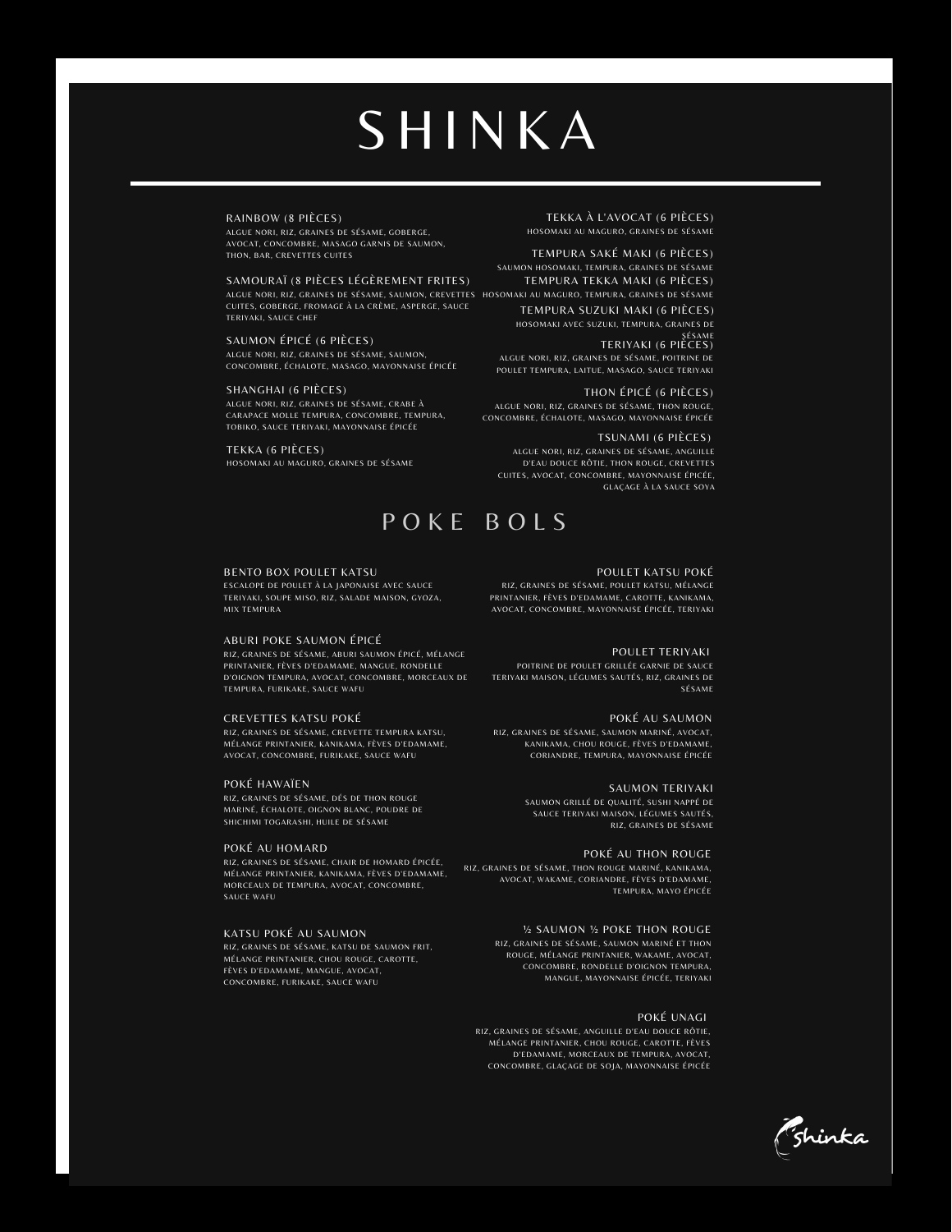# SHINKA

**RAINBOW (8 PIÈCES)**
ALGUE NORI, RIZ, GRAINES DE SÉSAME, GOBERGE, AVOCAT, CONCOMBRE, MASAGO GARNIS DE SAUMON, THON, BAR, CREVETTES CUITES

**SAMOURAÏ (8 PIÈCES LÉGÈREMENT FRITES)**
ALGUE NORI, RIZ, GRAINES DE SÉSAME, SAUMON, CREVETTES CUITES, GOBERGE, FROMAGE À LA CRÈME, ASPERGE, SAUCE TERIYAKI, SAUCE CHEF

**SAUMON ÉPICÉ (6 PIÈCES)**
ALGUE NORI, RIZ, GRAINES DE SÉSAME, SAUMON, CONCOMBRE, ÉCHALOTE, MASAGO, MAYONNAISE ÉPICÉE

**SHANGHAI (6 PIÈCES)**
ALGUE NORI, RIZ, GRAINES DE SÉSAME, CRABE À CARAPACE MOLLE TEMPURA, CONCOMBRE, TEMPURA, TOBIKO, SAUCE TERIYAKI, MAYONNAISE ÉPICÉE

**TEKKA (6 PIÈCES)**
HOSOMAKI AU MAGURO, GRAINES DE SÉSAME

**TEKKA À L'AVOCAT (6 PIÈCES)**
HOSOMAKI AU MAGURO, GRAINES DE SÉSAME

**TEMPURA SAKÉ MAKI (6 PIÈCES)**
SAUMON HOSOMAKI, TEMPURA, GRAINES DE SÉSAME

**TEMPURA TEKKA MAKI (6 PIÈCES)**
HOSOMAKI AU MAGURO, TEMPURA, GRAINES DE SÉSAME

**TEMPURA SUZUKI MAKI (6 PIÈCES)**
HOSOMAKI AVEC SUZUKI, TEMPURA, GRAINES DE SÉSAME

**TERIYAKI (6 PIÈCES)**
ALGUE NORI, RIZ, GRAINES DE SÉSAME, POITRINE DE POULET TEMPURA, LAITUE, MASAGO, SAUCE TERIYAKI

**THON ÉPICÉ (6 PIÈCES)**
ALGUE NORI, RIZ, GRAINES DE SÉSAME, THON ROUGE, CONCOMBRE, ÉCHALOTE, MASAGO, MAYONNAISE ÉPICÉE

**TSUNAMI (6 PIÈCES)**
ALGUE NORI, RIZ, GRAINES DE SÉSAME, ANGUILLE D'EAU DOUCE RÔTIE, THON ROUGE, CREVETTES CUITES, AVOCAT, CONCOMBRE, MAYONNAISE ÉPICÉE, GLAÇAGE À LA SAUCE SOYA

## POKE BOLS

**BENTO BOX POULET KATSU**
ESCALOPE DE POULET À LA JAPONAISE AVEC SAUCE TERIYAKI, SOUPE MISO, RIZ, SALADE MAISON, GYOZA, MIX TEMPURA

**ABURI POKE SAUMON ÉPICÉ**
RIZ, GRAINES DE SÉSAME, ABURI SAUMON ÉPICÉ, MÉLANGE PRINTANIER, FÈVES D'EDAMAME, MANGUE, RONDELLE D'OIGNON TEMPURA, AVOCAT, CONCOMBRE, MORCEAUX DE TEMPURA, FURIKAKE, SAUCE WAFU

**CREVETTES KATSU POKÉ**
RIZ, GRAINES DE SÉSAME, CREVETTE TEMPURA KATSU, MÉLANGE PRINTANIER, KANIKAMA, FÈVES D'EDAMAME, AVOCAT, CONCOMBRE, FURIKAKE, SAUCE WAFU

**POKÉ HAWAÏEN**
RIZ, GRAINES DE SÉSAME, DÉS DE THON ROUGE MARINÉ, ÉCHALOTE, OIGNON BLANC, POUDRE DE SHICHIMI TOGARASHI, HUILE DE SÉSAME

**POKÉ AU HOMARD**
RIZ, GRAINES DE SÉSAME, CHAIR DE HOMARD ÉPICÉE, MÉLANGE PRINTANIER, KANIKAMA, FÈVES D'EDAMAME, MORCEAUX DE TEMPURA, AVOCAT, CONCOMBRE, SAUCE WAFU

**KATSU POKÉ AU SAUMON**
RIZ, GRAINES DE SÉSAME, KATSU DE SAUMON FRIT, MÉLANGE PRINTANIER, CHOU ROUGE, CAROTTE, FÈVES D'EDAMAME, MANGUE, AVOCAT, CONCOMBRE, FURIKAKE, SAUCE WAFU

**POULET KATSU POKÉ**
RIZ, GRAINES DE SÉSAME, POULET KATSU, MÉLANGE PRINTANIER, FÈVES D'EDAMAME, CAROTTE, KANIKAMA, AVOCAT, CONCOMBRE, MAYONNAISE ÉPICÉE, TERIYAKI

**POULET TERIYAKI**
POITRINE DE POULET GRILLÉE GARNIE DE SAUCE TERIYAKI MAISON, LÉGUMES SAUTÉS, RIZ, GRAINES DE SÉSAME

**POKÉ AU SAUMON**
RIZ, GRAINES DE SÉSAME, SAUMON MARINÉ, AVOCAT, KANIKAMA, CHOU ROUGE, FÈVES D'EDAMAME, CORIANDRE, TEMPURA, MAYONNAISE ÉPICÉE

**SAUMON TERIYAKI**
SAUMON GRILLÉ DE QUALITÉ, SUSHI NAPPÉ DE SAUCE TERIYAKI MAISON, LÉGUMES SAUTÉS, RIZ, GRAINES DE SÉSAME

**POKÉ AU THON ROUGE**
RIZ, GRAINES DE SÉSAME, THON ROUGE MARINÉ, KANIKAMA, AVOCAT, WAKAME, CORIANDRE, FÈVES D'EDAMAME, TEMPURA, MAYO ÉPICÉE

**½ SAUMON ½ POKE THON ROUGE**
RIZ, GRAINES DE SÉSAME, SAUMON MARINÉ ET THON ROUGE, MÉLANGE PRINTANIER, WAKAME, AVOCAT, CONCOMBRE, RONDELLE D'OIGNON TEMPURA, MANGUE, MAYONNAISE ÉPICÉE, TERIYAKI

**POKÉ UNAGI**
RIZ, GRAINES DE SÉSAME, ANGUILLE D'EAU DOUCE RÔTIE, MÉLANGE PRINTANIER, CHOU ROUGE, CAROTTE, FÈVES D'EDAMAME, MORCEAUX DE TEMPURA, AVOCAT, CONCOMBRE, GLAÇAGE DE SOJA, MAYONNAISE ÉPICÉE

Shinka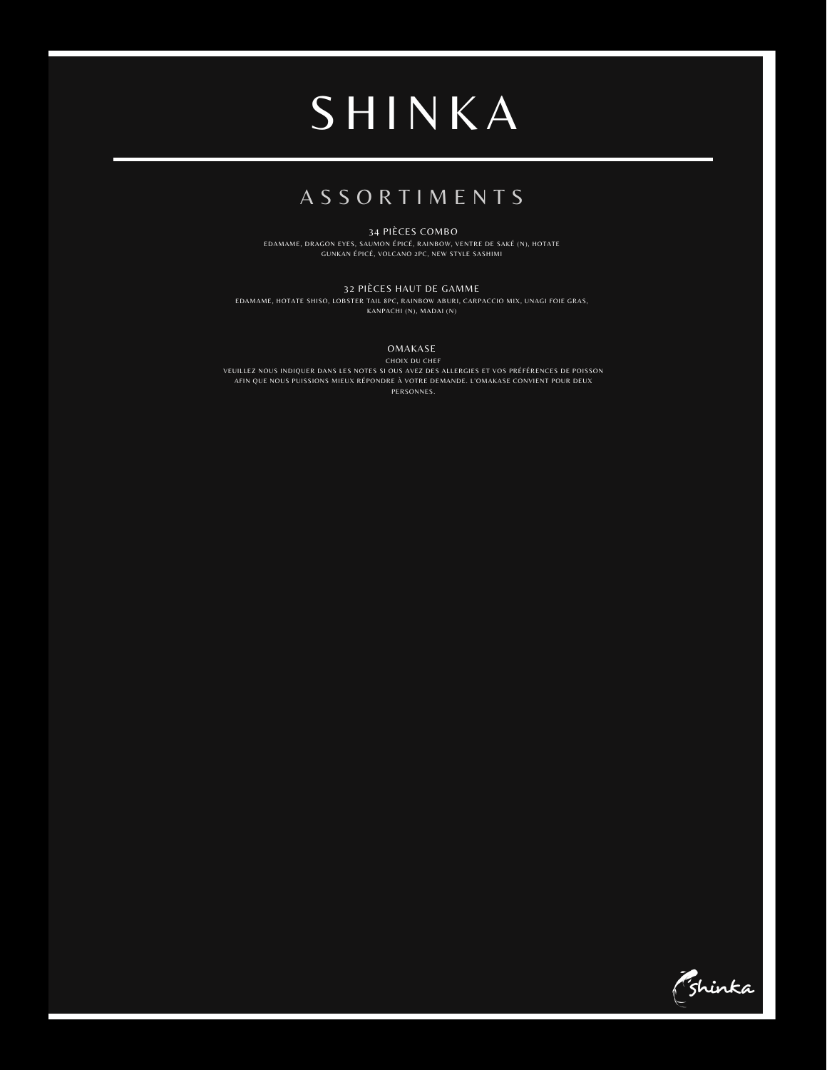# SHINKA

## ASSORTIMENTS

### 34 PIÈCES COMBO

EDAMAME, DRAGON EYES, SAUMON ÉPICÉ, RAINBOW, VENTRE DE SAKÉ (N), HOTATE GUNKAN ÉPICÉ, VOLCANO 2PC, NEW STYLE SASHIMI

### 32 PIÈCES HAUT DE GAMME

EDAMAME, HOTATE SHISO, LOBSTER TAIL 8PC, RAINBOW ABURI, CARPACCIO MIX, UNAGI FOIE GRAS, KANPACHI (N), MADAI (N)

### OMAKASE

CHOIX DU CHEF

VEUILLEZ NOUS INDIQUER DANS LES NOTES SI OUS AVEZ DES ALLERGIES ET VOS PRÉFÉRENCES DE POISSON AFIN QUE NOUS PUISSIONS MIEUX RÉPONDRE À VOTRE DEMANDE. L'OMAKASE CONVIENT POUR DEUX PERSONNES.